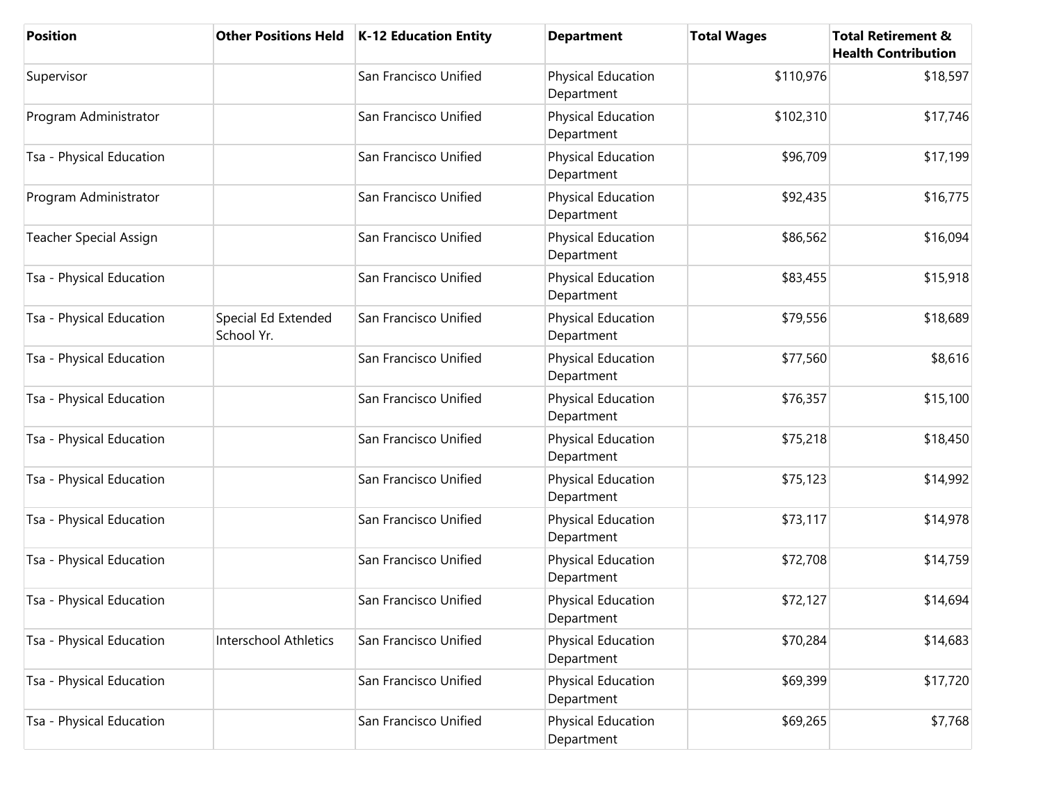| Position | Other Positions Held | K-12 Education Entity | Department | Total Wages | Total Retirement & Health Contribution |
|---|---|---|---|---|---|
| Supervisor | | San Francisco Unified | Physical Education Department | $110,976 | $18,597 |
| Program Administrator | | San Francisco Unified | Physical Education Department | $102,310 | $17,746 |
| Tsa - Physical Education | | San Francisco Unified | Physical Education Department | $96,709 | $17,199 |
| Program Administrator | | San Francisco Unified | Physical Education Department | $92,435 | $16,775 |
| Teacher Special Assign | | San Francisco Unified | Physical Education Department | $86,562 | $16,094 |
| Tsa - Physical Education | | San Francisco Unified | Physical Education Department | $83,455 | $15,918 |
| Tsa - Physical Education | Special Ed Extended School Yr. | San Francisco Unified | Physical Education Department | $79,556 | $18,689 |
| Tsa - Physical Education | | San Francisco Unified | Physical Education Department | $77,560 | $8,616 |
| Tsa - Physical Education | | San Francisco Unified | Physical Education Department | $76,357 | $15,100 |
| Tsa - Physical Education | | San Francisco Unified | Physical Education Department | $75,218 | $18,450 |
| Tsa - Physical Education | | San Francisco Unified | Physical Education Department | $75,123 | $14,992 |
| Tsa - Physical Education | | San Francisco Unified | Physical Education Department | $73,117 | $14,978 |
| Tsa - Physical Education | | San Francisco Unified | Physical Education Department | $72,708 | $14,759 |
| Tsa - Physical Education | | San Francisco Unified | Physical Education Department | $72,127 | $14,694 |
| Tsa - Physical Education | Interschool Athletics | San Francisco Unified | Physical Education Department | $70,284 | $14,683 |
| Tsa - Physical Education | | San Francisco Unified | Physical Education Department | $69,399 | $17,720 |
| Tsa - Physical Education | | San Francisco Unified | Physical Education Department | $69,265 | $7,768 |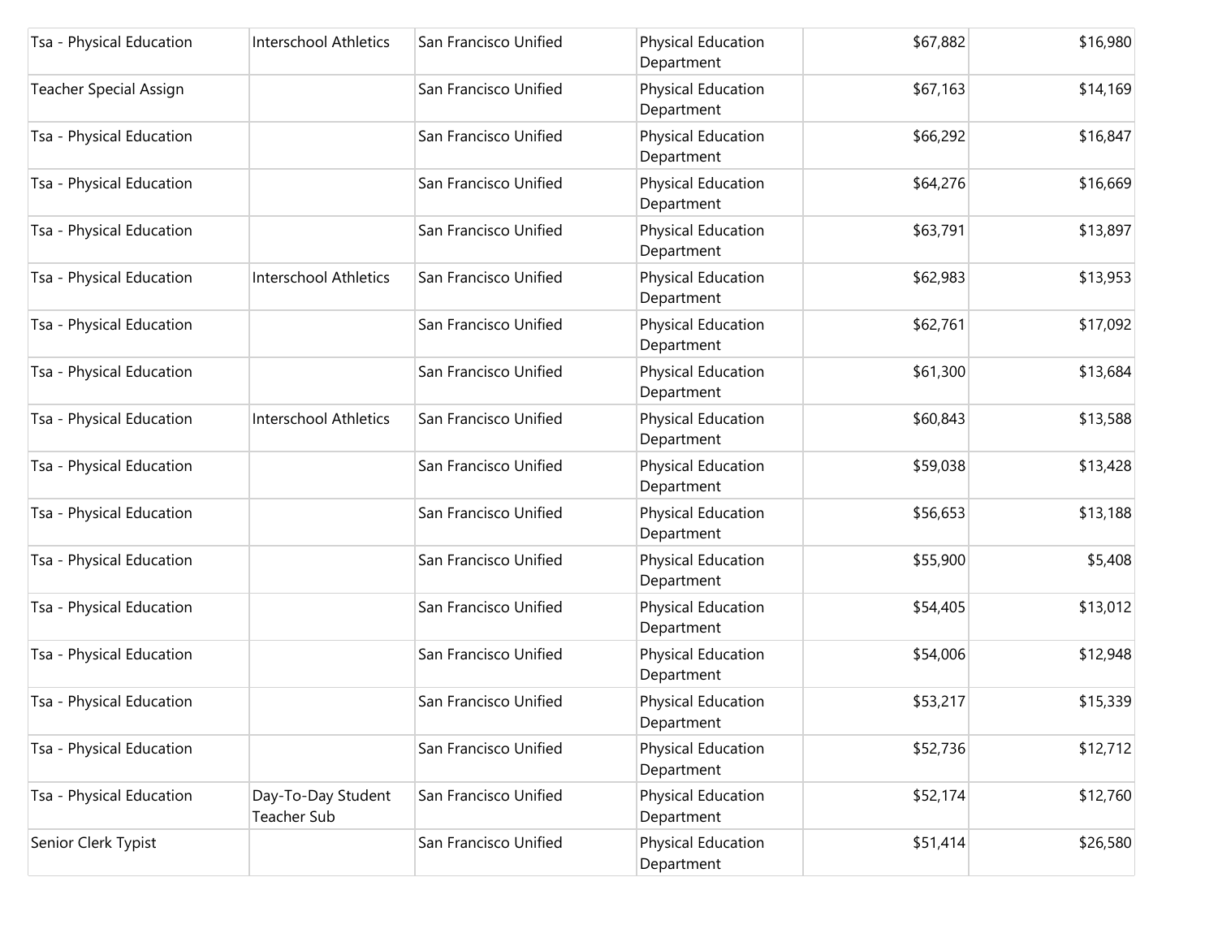| | | | | | |
|---|---|---|---|---|---|
| Tsa - Physical Education | Interschool Athletics | San Francisco Unified | Physical Education Department | $67,882 | $16,980 |
| Teacher Special Assign | | San Francisco Unified | Physical Education Department | $67,163 | $14,169 |
| Tsa - Physical Education | | San Francisco Unified | Physical Education Department | $66,292 | $16,847 |
| Tsa - Physical Education | | San Francisco Unified | Physical Education Department | $64,276 | $16,669 |
| Tsa - Physical Education | | San Francisco Unified | Physical Education Department | $63,791 | $13,897 |
| Tsa - Physical Education | Interschool Athletics | San Francisco Unified | Physical Education Department | $62,983 | $13,953 |
| Tsa - Physical Education | | San Francisco Unified | Physical Education Department | $62,761 | $17,092 |
| Tsa - Physical Education | | San Francisco Unified | Physical Education Department | $61,300 | $13,684 |
| Tsa - Physical Education | Interschool Athletics | San Francisco Unified | Physical Education Department | $60,843 | $13,588 |
| Tsa - Physical Education | | San Francisco Unified | Physical Education Department | $59,038 | $13,428 |
| Tsa - Physical Education | | San Francisco Unified | Physical Education Department | $56,653 | $13,188 |
| Tsa - Physical Education | | San Francisco Unified | Physical Education Department | $55,900 | $5,408 |
| Tsa - Physical Education | | San Francisco Unified | Physical Education Department | $54,405 | $13,012 |
| Tsa - Physical Education | | San Francisco Unified | Physical Education Department | $54,006 | $12,948 |
| Tsa - Physical Education | | San Francisco Unified | Physical Education Department | $53,217 | $15,339 |
| Tsa - Physical Education | | San Francisco Unified | Physical Education Department | $52,736 | $12,712 |
| Tsa - Physical Education | Day-To-Day Student Teacher Sub | San Francisco Unified | Physical Education Department | $52,174 | $12,760 |
| Senior Clerk Typist | | San Francisco Unified | Physical Education Department | $51,414 | $26,580 |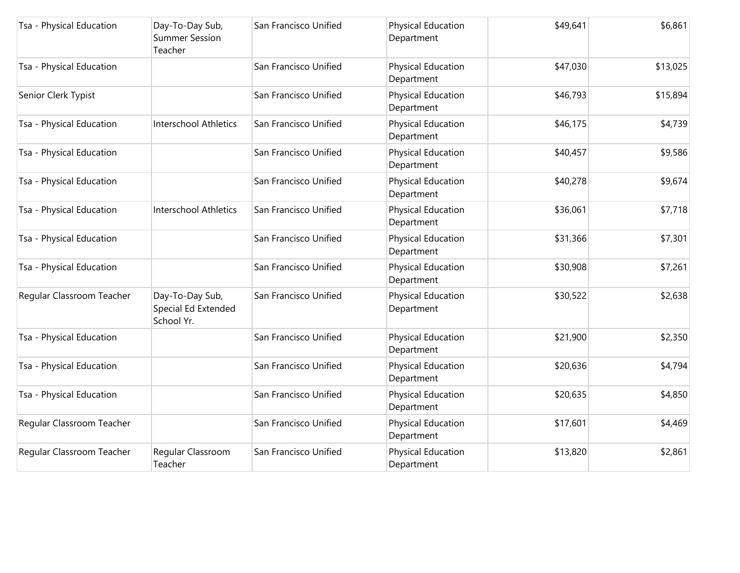| | | | | | |
|---|---|---|---|---|---|
| Tsa - Physical Education | Day-To-Day Sub, Summer Session Teacher | San Francisco Unified | Physical Education Department | $49,641 | $6,861 |
| Tsa - Physical Education | | San Francisco Unified | Physical Education Department | $47,030 | $13,025 |
| Senior Clerk Typist | | San Francisco Unified | Physical Education Department | $46,793 | $15,894 |
| Tsa - Physical Education | Interschool Athletics | San Francisco Unified | Physical Education Department | $46,175 | $4,739 |
| Tsa - Physical Education | | San Francisco Unified | Physical Education Department | $40,457 | $9,586 |
| Tsa - Physical Education | | San Francisco Unified | Physical Education Department | $40,278 | $9,674 |
| Tsa - Physical Education | Interschool Athletics | San Francisco Unified | Physical Education Department | $36,061 | $7,718 |
| Tsa - Physical Education | | San Francisco Unified | Physical Education Department | $31,366 | $7,301 |
| Tsa - Physical Education | | San Francisco Unified | Physical Education Department | $30,908 | $7,261 |
| Regular Classroom Teacher | Day-To-Day Sub, Special Ed Extended School Yr. | San Francisco Unified | Physical Education Department | $30,522 | $2,638 |
| Tsa - Physical Education | | San Francisco Unified | Physical Education Department | $21,900 | $2,350 |
| Tsa - Physical Education | | San Francisco Unified | Physical Education Department | $20,636 | $4,794 |
| Tsa - Physical Education | | San Francisco Unified | Physical Education Department | $20,635 | $4,850 |
| Regular Classroom Teacher | | San Francisco Unified | Physical Education Department | $17,601 | $4,469 |
| Regular Classroom Teacher | Regular Classroom Teacher | San Francisco Unified | Physical Education Department | $13,820 | $2,861 |